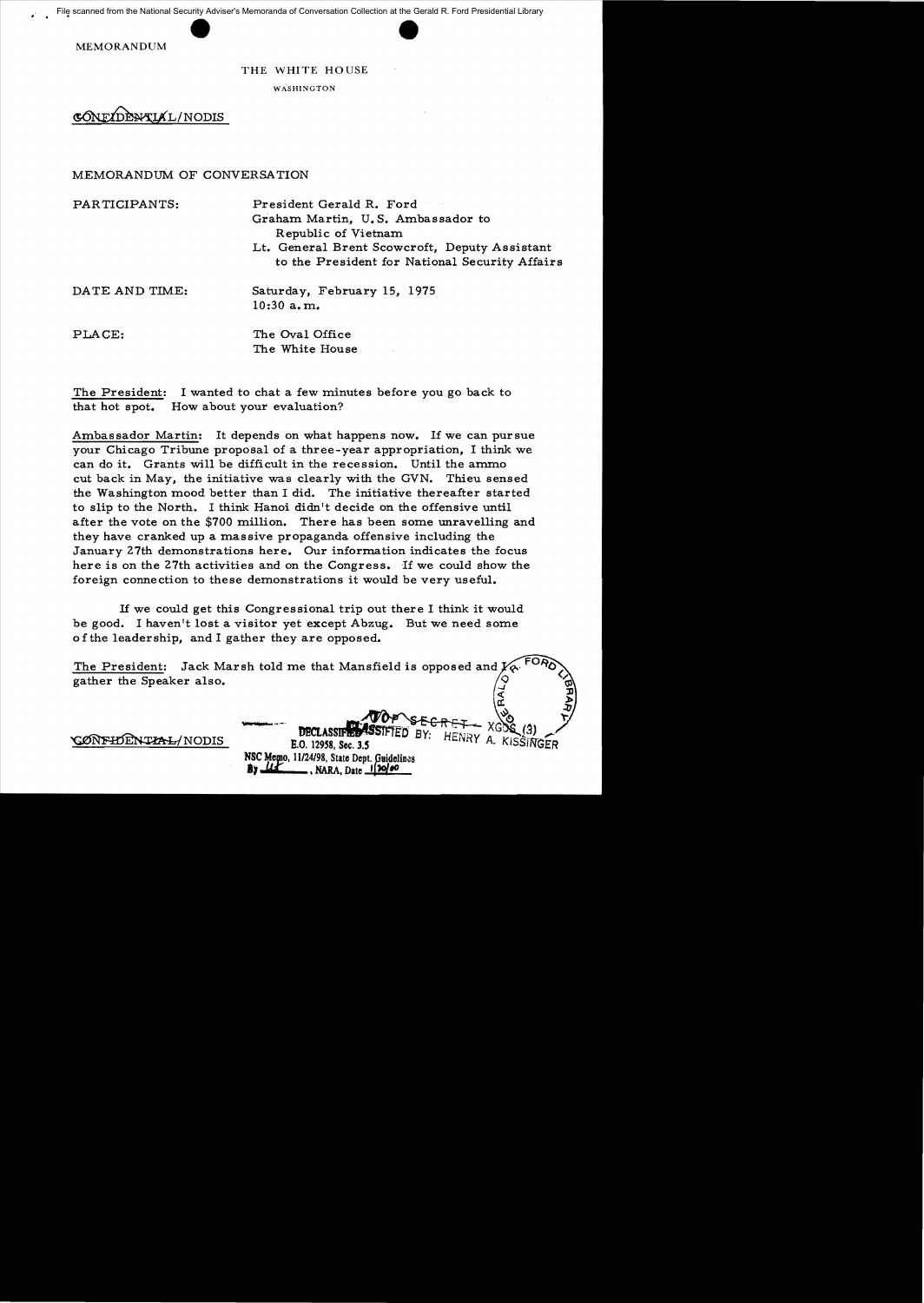File scanned from the National Security Adviser's Memoranda of Conversation Collection at the Gerald R. Ford Presidential Library

MEMORANDUM

THE WHITE HOUSE

WASHINGTON

CONFIDENTIAL/NODIS

MEMORANDUM OF CONVERSATION

PARTICIPANTS: President Gerald R. Ford
Graham Martin, U.S. Ambassador to Republic of Vietnam
Lt. General Brent Scowcroft, Deputy Assistant to the President for National Security Affairs

DATE AND TIME: Saturday, February 15, 1975
10:30 a.m.

PLACE: The Oval Office
The White House

The President: I wanted to chat a few minutes before you go back to that hot spot. How about your evaluation?

Ambassador Martin: It depends on what happens now. If we can pursue your Chicago Tribune proposal of a three-year appropriation, I think we can do it. Grants will be difficult in the recession. Until the ammo cut back in May, the initiative was clearly with the GVN. Thieu sensed the Washington mood better than I did. The initiative thereafter started to slip to the North. I think Hanoi didn't decide on the offensive until after the vote on the $700 million. There has been some unravelling and they have cranked up a massive propaganda offensive including the January 27th demonstrations here. Our information indicates the focus here is on the 27th activities and on the Congress. If we could show the foreign connection to these demonstrations it would be very useful.

If we could get this Congressional trip out there I think it would be good. I haven't lost a visitor yet except Abzug. But we need some of the leadership, and I gather they are opposed.

The President: Jack Marsh told me that Mansfield is opposed and I gather the Speaker also.

CONFIDENTIAL/NODIS

~~TOP SECRET~~ XGDS (3)
DECLASSIFIED
CLASSIFIED BY: HENRY A. KISSINGER
E.O. 12958, Sec. 3.5
NSC Memo, 11/24/98, State Dept. Guidelines
By [illegible], NARA, Date 1/20/00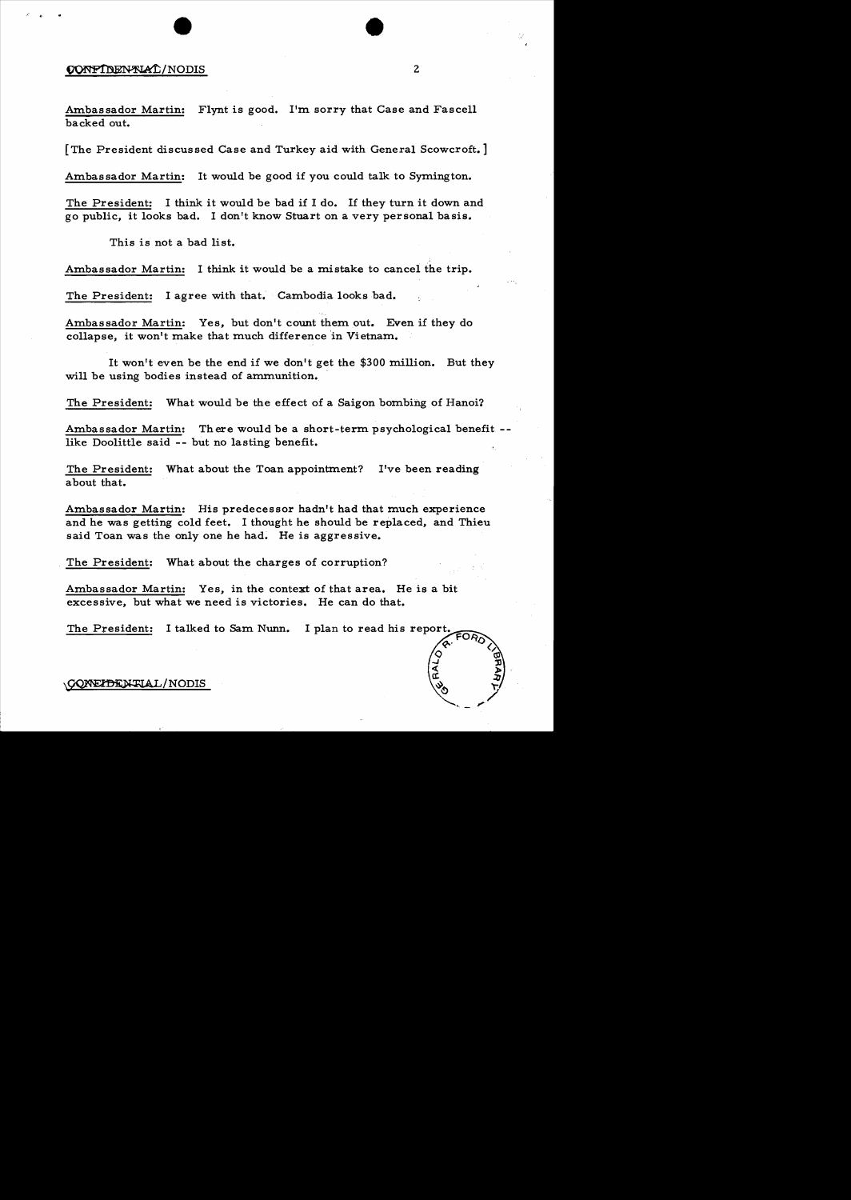CONFIDENTIAL/NODIS

Ambassador Martin: Flynt is good. I'm sorry that Case and Fascell backed out.

[The President discussed Case and Turkey aid with General Scowcroft.]

Ambassador Martin: It would be good if you could talk to Symington.

The President: I think it would be bad if I do. If they turn it down and go public, it looks bad. I don't know Stuart on a very personal basis.

This is not a bad list.

Ambassador Martin: I think it would be a mistake to cancel the trip.

The President: I agree with that. Cambodia looks bad.

Ambassador Martin: Yes, but don't count them out. Even if they do collapse, it won't make that much difference in Vietnam.

It won't even be the end if we don't get the $300 million. But they will be using bodies instead of ammunition.

The President: What would be the effect of a Saigon bombing of Hanoi?

Ambassador Martin: There would be a short-term psychological benefit -- like Doolittle said -- but no lasting benefit.

The President: What about the Toan appointment? I've been reading about that.

Ambassador Martin: His predecessor hadn't had that much experience and he was getting cold feet. I thought he should be replaced, and Thieu said Toan was the only one he had. He is aggressive.

The President: What about the charges of corruption?

Ambassador Martin: Yes, in the context of that area. He is a bit excessive, but what we need is victories. He can do that.

The President: I talked to Sam Nunn. I plan to read his report.

CONFIDENTIAL/NODIS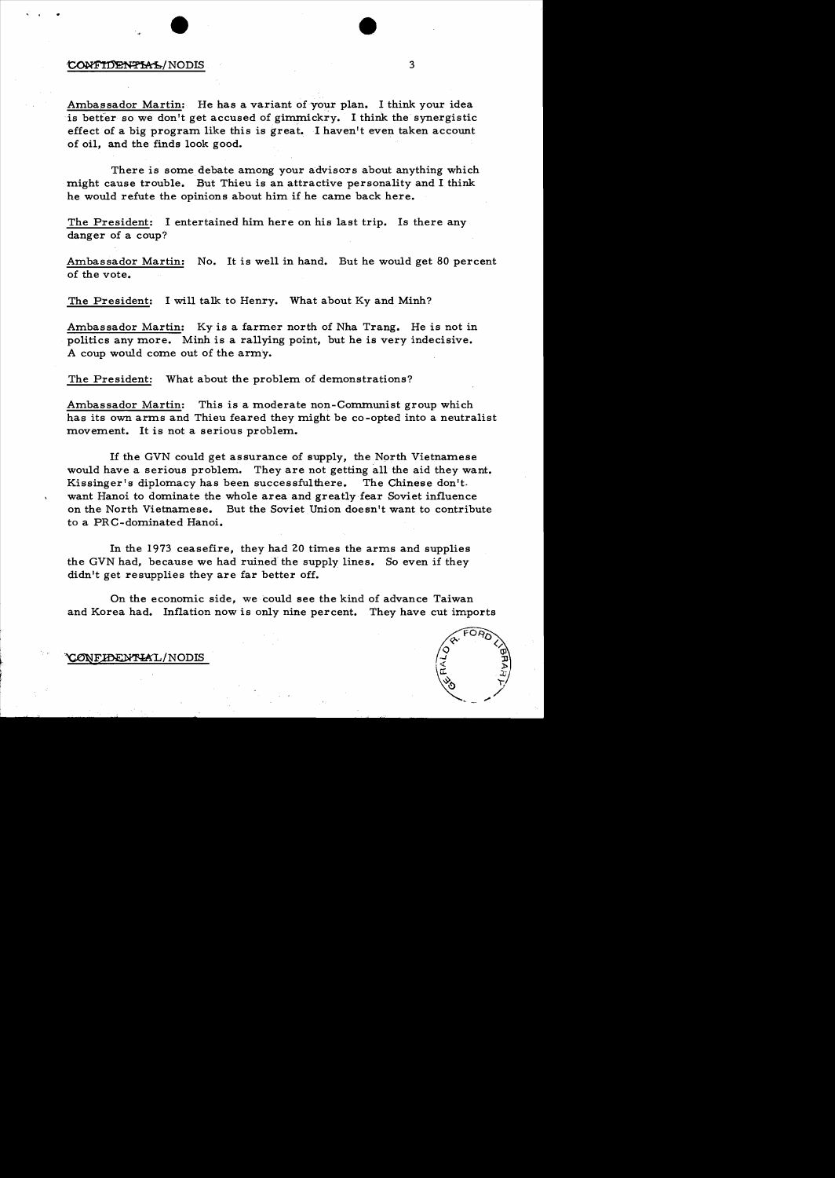Ambassador Martin: He has a variant of your plan. I think your idea is better so we don't get accused of gimmickry. I think the synergistic effect of a big program like this is great. I haven't even taken account of oil, and the finds look good.

There is some debate among your advisors about anything which might cause trouble. But Thieu is an attractive personality and I think he would refute the opinions about him if he came back here.

The President: I entertained him here on his last trip. Is there any danger of a coup?

Ambassador Martin: No. It is well in hand. But he would get 80 percent of the vote.

The President: I will talk to Henry. What about Ky and Minh?

Ambassador Martin: Ky is a farmer north of Nha Trang. He is not in politics any more. Minh is a rallying point, but he is very indecisive. A coup would come out of the army.

The President: What about the problem of demonstrations?

Ambassador Martin: This is a moderate non-Communist group which has its own arms and Thieu feared they might be co-opted into a neutralist movement. It is not a serious problem.

If the GVN could get assurance of supply, the North Vietnamese would have a serious problem. They are not getting all the aid they want. Kissinger's diplomacy has been successfulthere. The Chinese don't want Hanoi to dominate the whole area and greatly fear Soviet influence on the North Vietnamese. But the Soviet Union doesn't want to contribute to a PRC-dominated Hanoi.

In the 1973 ceasefire, they had 20 times the arms and supplies the GVN had, because we had ruined the supply lines. So even if they didn't get resupplies they are far better off.

On the economic side, we could see the kind of advance Taiwan and Korea had. Inflation now is only nine percent. They have cut imports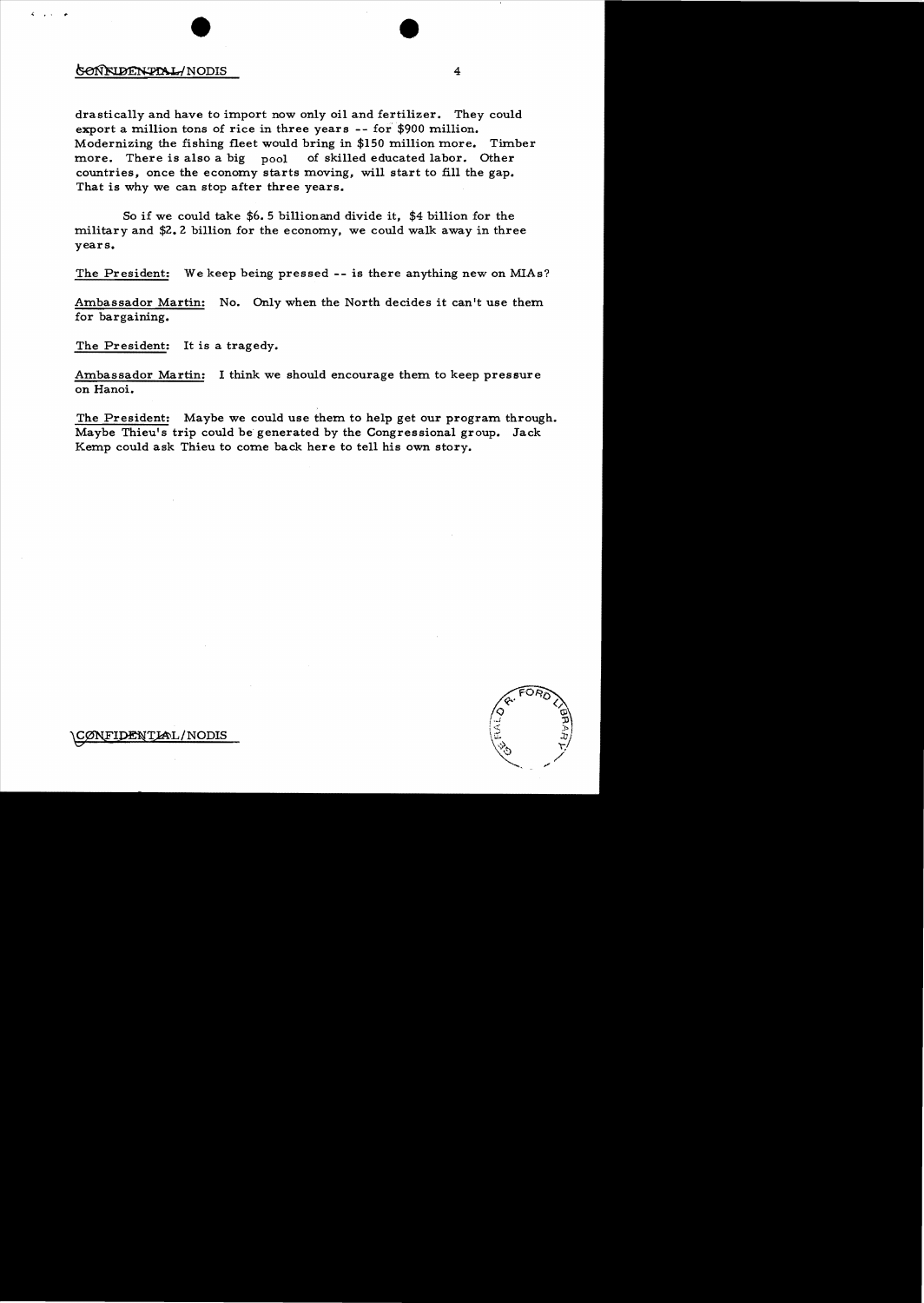drastically and have to import now only oil and fertilizer. They could export a million tons of rice in three years -- for $900 million. Modernizing the fishing fleet would bring in $150 million more. Timber more. There is also a big pool of skilled educated labor. Other countries, once the economy starts moving, will start to fill the gap. That is why we can stop after three years.

So if we could take $6.5 billionand divide it, $4 billion for the military and $2.2 billion for the economy, we could walk away in three years.

The President: We keep being pressed -- is there anything new on MIAs?

Ambassador Martin: No. Only when the North decides it can't use them for bargaining.

The President: It is a tragedy.

Ambassador Martin: I think we should encourage them to keep pressure on Hanoi.

The President: Maybe we could use them to help get our program through. Maybe Thieu's trip could be generated by the Congressional group. Jack Kemp could ask Thieu to come back here to tell his own story.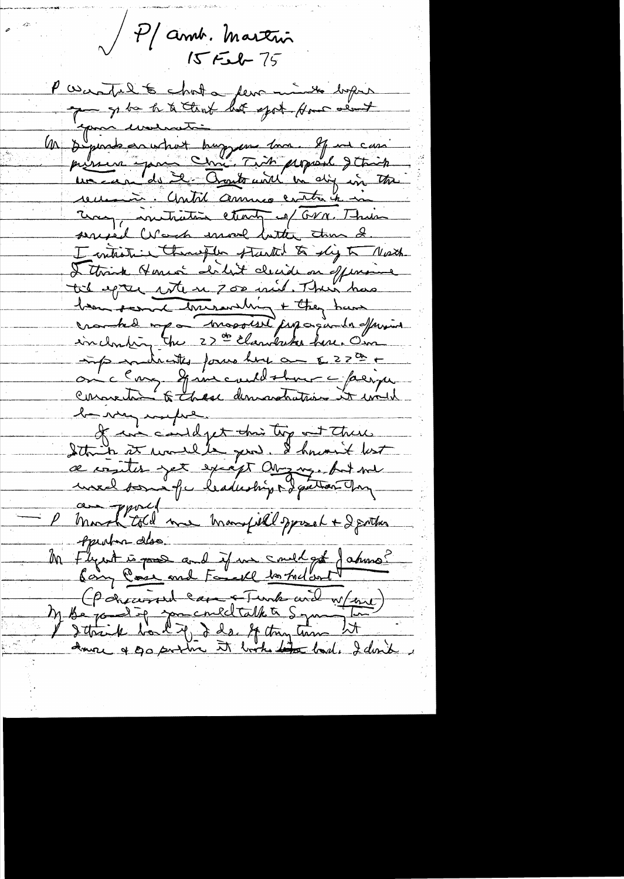P/ Amb. Martin
15 Feb 75

P Wanted to chat a few minutes before you go back to the Cont but get those about your evaluation

M Depends on what happens here. If we can persuade your Cong. Thieu proposal I think we can do it. Giap will be dug in the remaining. Until arrived on the way, initiation at of GVN. Thieu served W. much worse better than I. I initiative thereafter started to slip to North. I think Hanoi didn't decide on offensive til after vote on 700 mil. Their has been formed & increasing + they have cranked up a massive propaganda offensive including the 22 ?? here. Our info indicates force has ... 22 ?? + on Cong. If we could show a foreign connection to these demonstrations it would be very useful.

If we could get this trip out there I think it would be good. I haven't lost a vote yet except ... but we need some leadership & I gather they are opposed

P Mansfield told me Mansfield opposed + I gather Speaker also.

M Flynt is good and if we could get Johnson? Cory ... and Fascell to help out

(P discussed ... + Funk and w/ ...)

M Be good if you could talk to Symington. I think ... I do. If they turn it down & go public it looks bad. I don't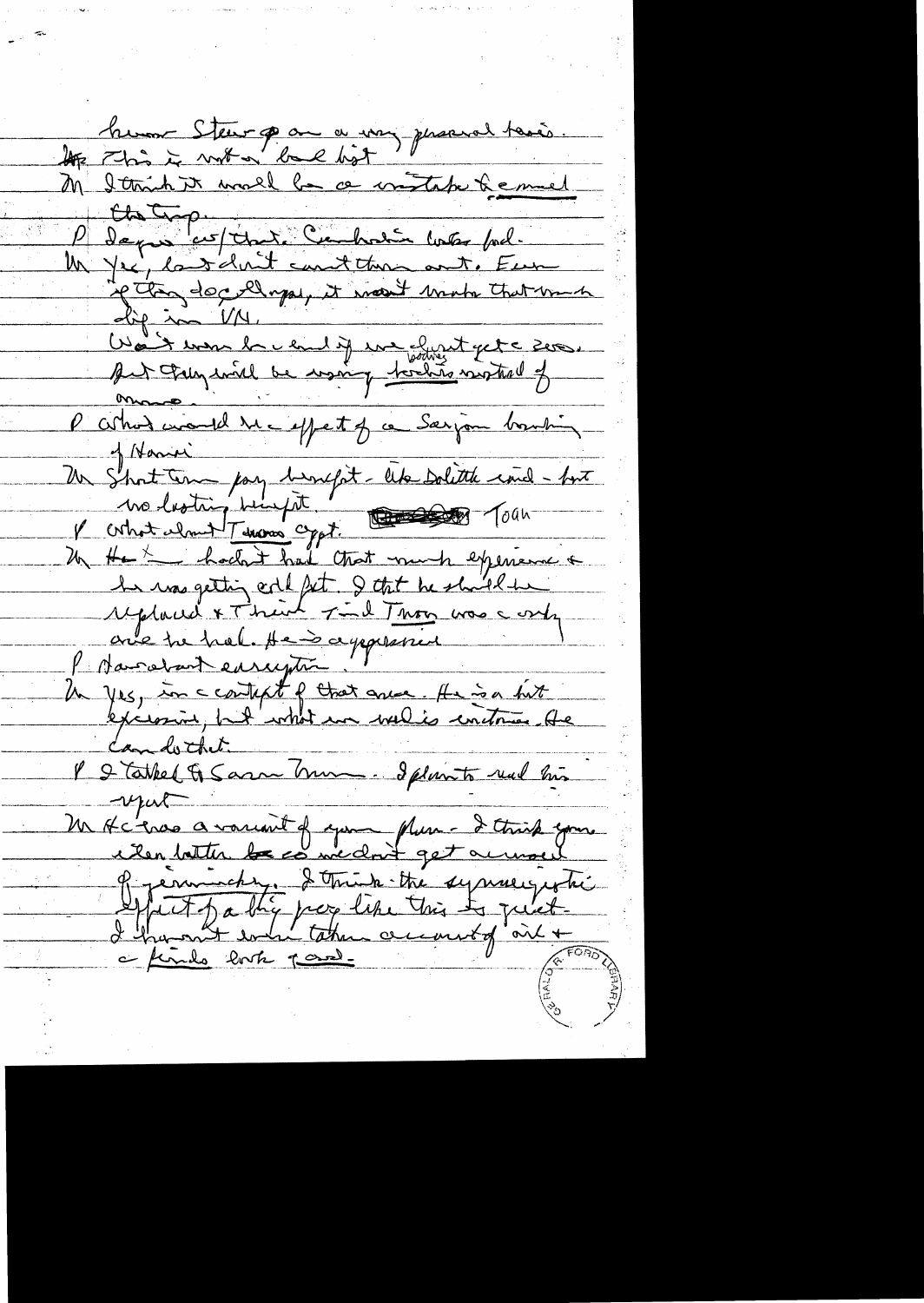human Stew go on a very personal basis.

K This is not a bad bet

M I think it would be a mistake to cancel the trip.

P Depends on/that. Cambodia looks bad.

M Yes, but don't count them out. Even if they do collapse, it wouldn't make that much dif in VN.

What worries me is if we first get a zero. But they will be voting budgets instead of arms.

P What would be effect of a Saigon bombing of Hanoi

M Short term psy benefit – like Doolittle raid – but no lasting benefit.

P What about Tunisian? Egypt. Toah

M He hadn't had that much experience & he was getting cold feet. I think he should be replaced & I think Tunis was a only one he had. He is aggressive

P Moroccan corruption.

M Yes, in context of that area. He is a bit excessive, but what we want is endurance. He can do that.

P I talked to Sam Nunn. I plan to read his report

M He has a variant of your plan – I think yours is better be we don't get accused of gimmickry. I think the synergistic effect of a big prog like this is great. I haven't sold taken account of oil & a funds look good.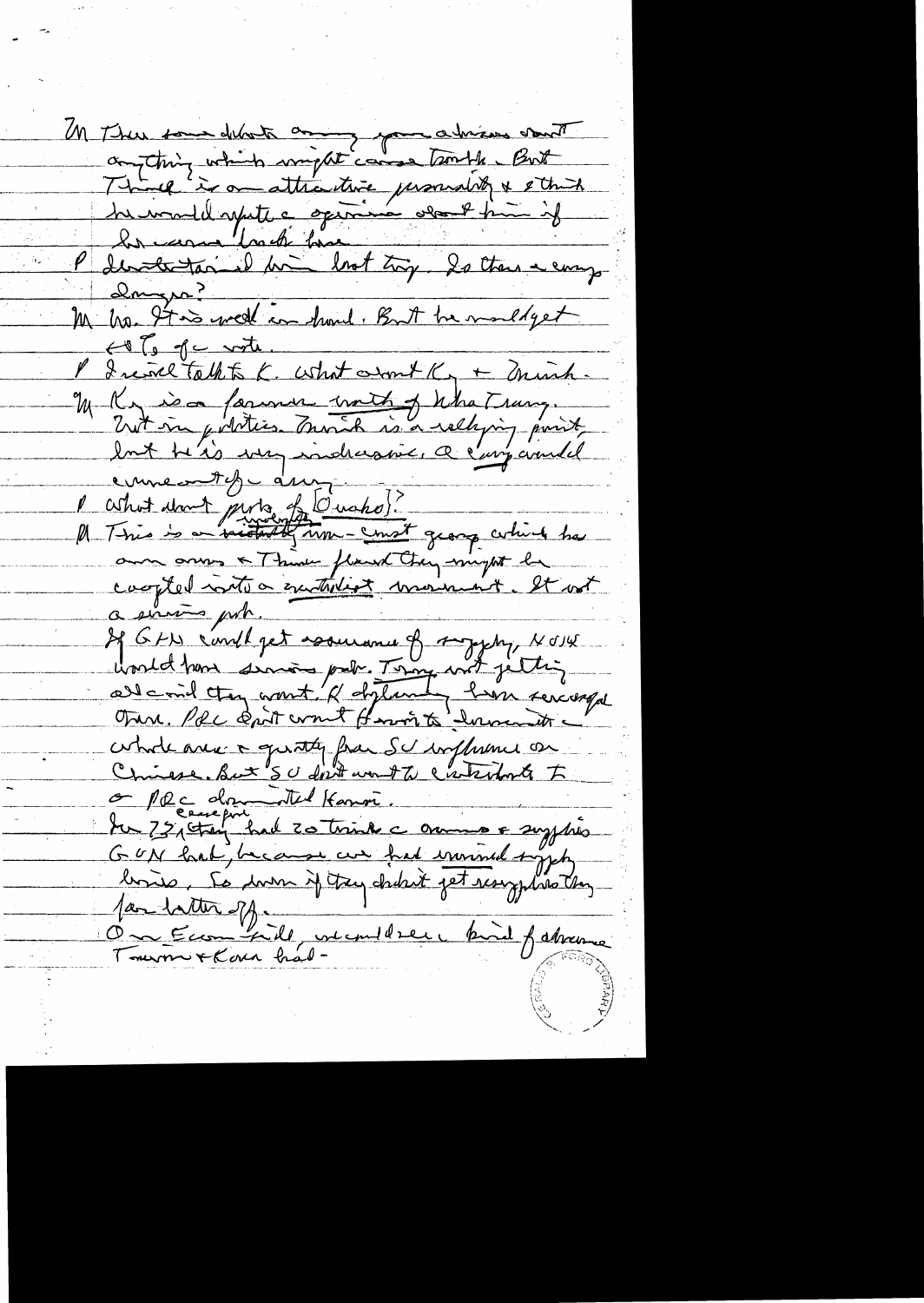M Thieu some doubts among your advisors about anything which might cause trouble. But Thieu is an attractive personality & I think he would upset a opinion about him if he came back here.

P [illegible] him last trip. Is there a campaign?

M No. It is well in hand. But he would get 60% of vote.

P I never talk to K. What about Ky + Minh.

M Ky is a former youth of Nha Trang. Not in politics. Minh is a rallying point but he is very indecisive. A coup would come out of army.

P What about parts of [Okinawa]?

M This is a militant non-Communist group which has own arms & Thieu feared they might be coopted into a neutralist movement. It not a serious prob.

If GVN could get assurance of supply, NVN would have serious prob. Thieu not getting all could they want. K [illegible] has received Thieu. PRC don't want Hanoi to dominate whole area & greatly fear SU influence on Chinese. But SU don't want to cut [illegible] to a PRC dominated Hanoi.

In 73, they (except for) had 20 times the arms & supplies GVN had, because we had unwinding supply lines. So even if they didn't get resupplies they far better off.

On Econ side, we could see kind of advance Taiwan & Korea had -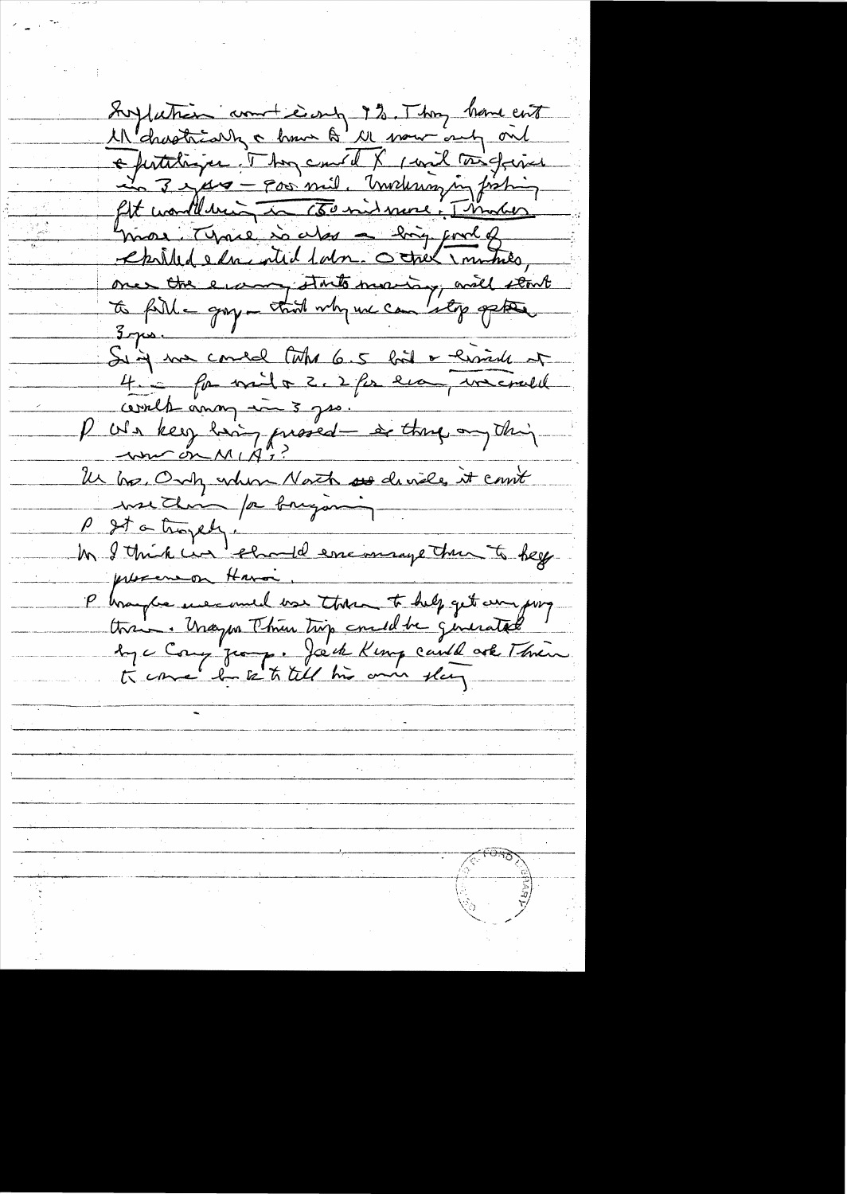Inflation went 'cross 9%. They have cut
it drastically & how to it now only oil
& fertilizer. They could X coal transfer
in 3 years – 900 mil. Unskinny fishing
fleet would bring in 150 mil more. Timber
more. There is also a big pool of
skilled educated labor. Other 1 minutes,
once the economy starts moving, will start
to fill gap – that why we can stop after
3 yrs.
So if we could take 6.5 bil & divide it
4. – for mil & 2.2 for econ, we could
work away in 3 yrs.
P We keep being pressed – is there any thing
more on MIA?
M No. Only when North so decide it can't
use them for bargaining.
P It a tragedy.
M I think we should encourage them to keep
pressure on Hanoi.
P Maybe we could use them to help get economy
through. Maybe Thieu trip could be generated
by a Cong group. Jack Kemp could ask Thieu
to come here to tell his own story.